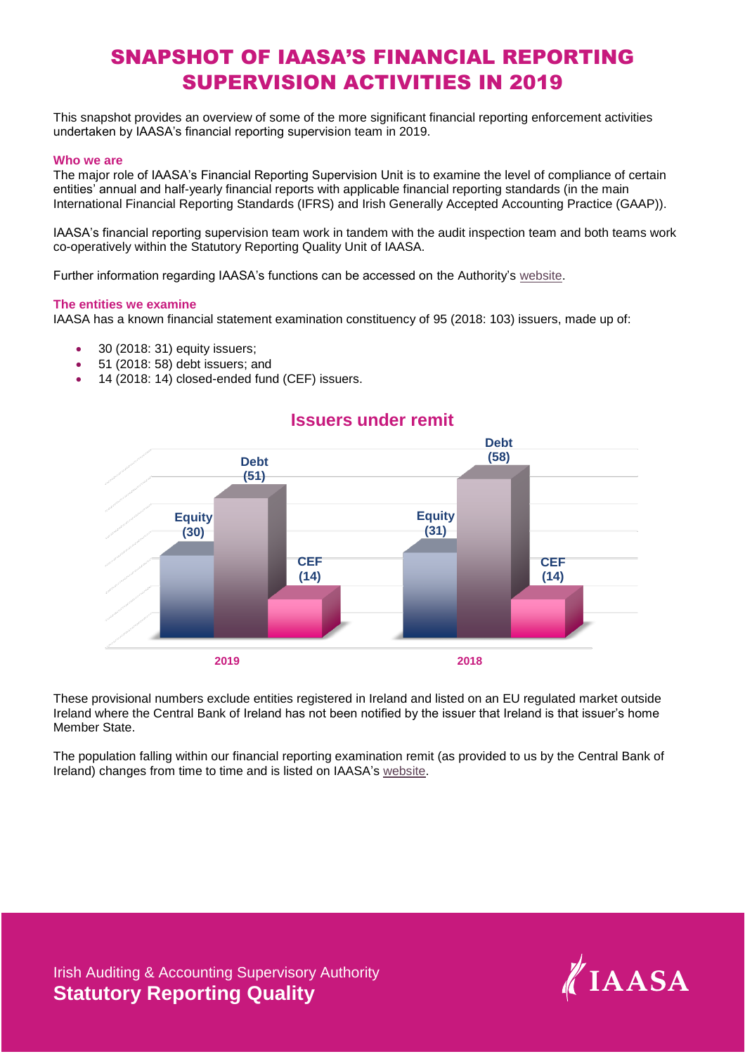# SNAPSHOT OF IAASA'S FINANCIAL REPORTING SUPERVISION ACTIVITIES IN 2019

This snapshot provides an overview of some of the more significant financial reporting enforcement activities undertaken by IAASA's financial reporting supervision team in 2019.

### Who we are

The major role of IAASA's Financial Reporting Supervision Unit is to examine the level of compliance of certain entities' annual and half-yearly financial reports with applicable financial reporting standards (in the main International Financial Reporting Standards (IFRS) and Irish Generally Accepted Accounting Practice (GAAP)).

IAASA's financial reporting supervision team work in tandem with the audit inspection team and both teams work co-operatively within the Statutory Reporting Quality Unit of IAASA.

Further information regarding IAASA's functions can be accessed on the Authority's website.

### The entities we examine

IAASA has a known financial statement examination constituency of 95 (2018: 103) issuers, made up of:

- 30 (2018: 31) equity issuers;
- 51 (2018: 58) debt issuers; and
- 14 (2018: 14) closed-ended fund (CEF) issuers.

**Issuers under remit**

| | Equity | Debt | CEF |
|---|---|---|---|
| 2019 | 30 | 51 | 14 |
| 2018 | 31 | 58 | 14 |

These provisional numbers exclude entities registered in Ireland and listed on an EU regulated market outside Ireland where the Central Bank of Ireland has not been notified by the issuer that Ireland is that issuer's home Member State.

The population falling within our financial reporting examination remit (as provided to us by the Central Bank of Ireland) changes from time to time and is listed on IAASA's website.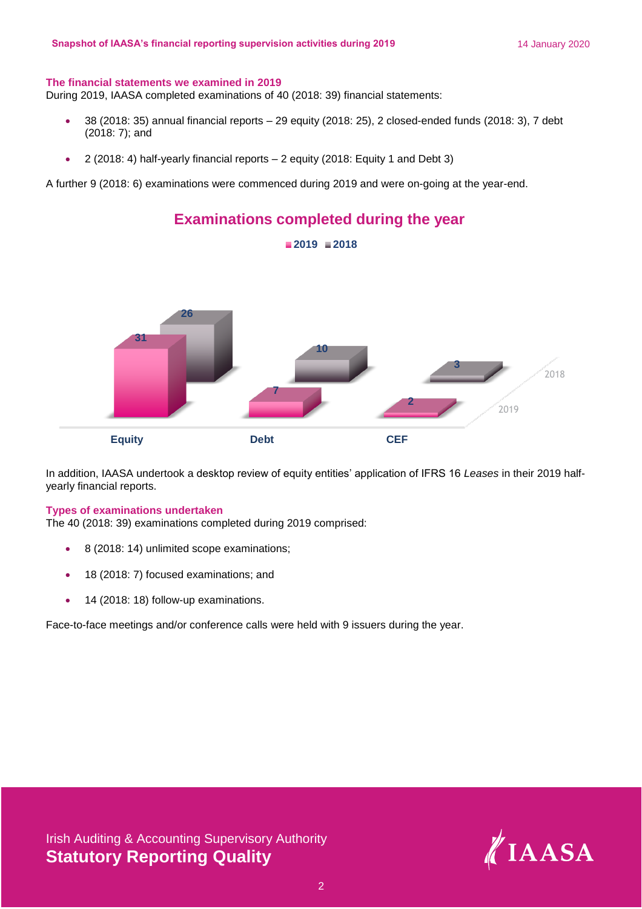### The financial statements we examined in 2019

During 2019, IAASA completed examinations of 40 (2018: 39) financial statements:

- 38 (2018: 35) annual financial reports – 29 equity (2018: 25), 2 closed-ended funds (2018: 3), 7 debt (2018: 7); and
- 2 (2018: 4) half-yearly financial reports – 2 equity (2018: Equity 1 and Debt 3)

A further 9 (2018: 6) examinations were commenced during 2019 and were on-going at the year-end.

**Examinations completed during the year**

| | 2019 | 2018 |
|---|---|---|
| Equity | 31 | 26 |
| Debt | 7 | 10 |
| CEF | 2 | 3 |

In addition, IAASA undertook a desktop review of equity entities' application of IFRS 16 *Leases* in their 2019 half-yearly financial reports.

### Types of examinations undertaken

The 40 (2018: 39) examinations completed during 2019 comprised:

- 8 (2018: 14) unlimited scope examinations;
- 18 (2018: 7) focused examinations; and
- 14 (2018: 18) follow-up examinations.

Face-to-face meetings and/or conference calls were held with 9 issuers during the year.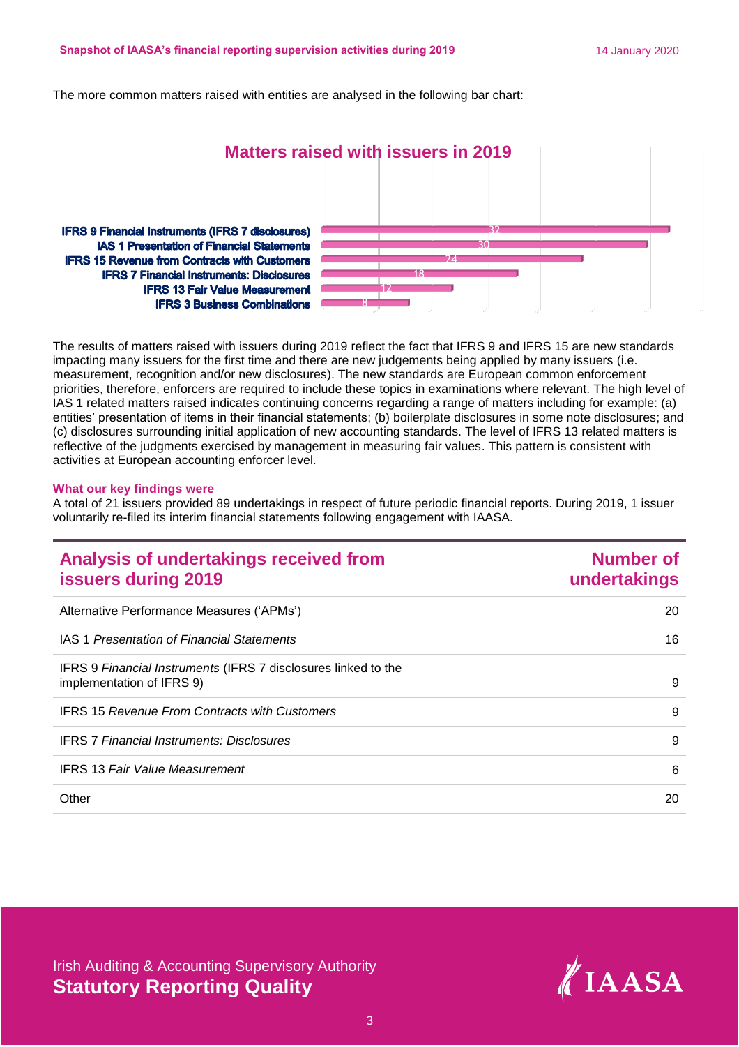The more common matters raised with entities are analysed in the following bar chart:

**Matters raised with issuers in 2019**

| Matter | Number |
|---|---|
| IFRS 9 Financial Instruments (IFRS 7 disclosures) | 32 |
| IAS 1 Presentation of Financial Statements | 30 |
| IFRS 15 Revenue from Contracts with Customers | 24 |
| IFRS 7 Financial Instruments: Disclosures | 18 |
| IFRS 13 Fair Value Measurement | 12 |
| IFRS 3 Business Combinations | 8 |

The results of matters raised with issuers during 2019 reflect the fact that IFRS 9 and IFRS 15 are new standards impacting many issuers for the first time and there are new judgements being applied by many issuers (i.e. measurement, recognition and/or new disclosures). The new standards are European common enforcement priorities, therefore, enforcers are required to include these topics in examinations where relevant. The high level of IAS 1 related matters raised indicates continuing concerns regarding a range of matters including for example: (a) entities' presentation of items in their financial statements; (b) boilerplate disclosures in some note disclosures; and (c) disclosures surrounding initial application of new accounting standards. The level of IFRS 13 related matters is reflective of the judgments exercised by management in measuring fair values. This pattern is consistent with activities at European accounting enforcer level.

### What our key findings were

A total of 21 issuers provided 89 undertakings in respect of future periodic financial reports. During 2019, 1 issuer voluntarily re-filed its interim financial statements following engagement with IAASA.

| Analysis of undertakings received from issuers during 2019 | Number of undertakings |
|---|---|
| Alternative Performance Measures ('APMs') | 20 |
| IAS 1 *Presentation of Financial Statements* | 16 |
| IFRS 9 *Financial Instruments* (IFRS 7 disclosures linked to the implementation of IFRS 9) | 9 |
| IFRS 15 *Revenue From Contracts with Customers* | 9 |
| IFRS 7 *Financial Instruments: Disclosures* | 9 |
| IFRS 13 *Fair Value Measurement* | 6 |
| Other | 20 |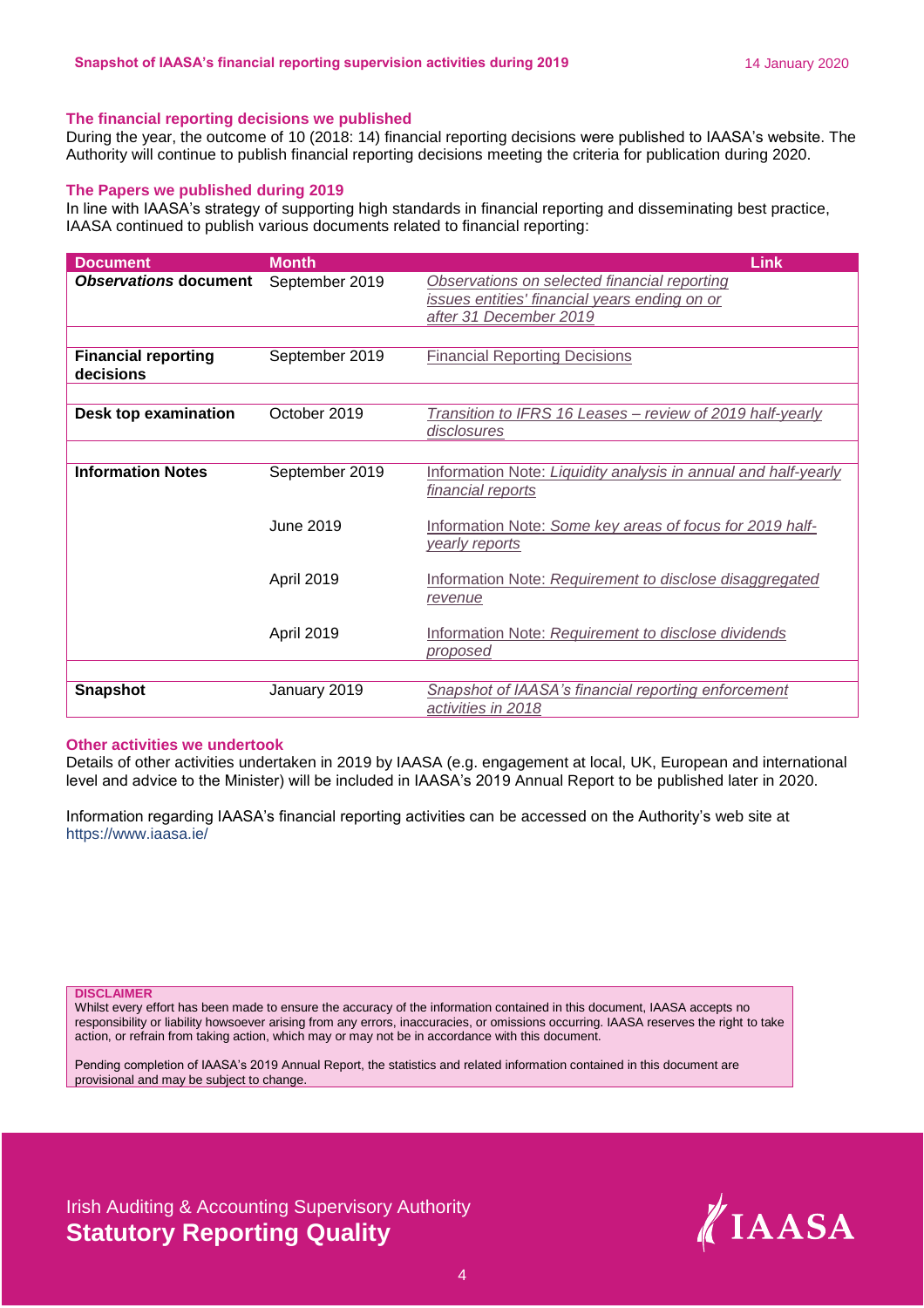### The financial reporting decisions we published

During the year, the outcome of 10 (2018: 14) financial reporting decisions were published to IAASA's website. The Authority will continue to publish financial reporting decisions meeting the criteria for publication during 2020.

### The Papers we published during 2019

In line with IAASA's strategy of supporting high standards in financial reporting and disseminating best practice, IAASA continued to publish various documents related to financial reporting:

| Document | Month | Link |
|---|---|---|
| ***Observations* document** | September 2019 | *Observations on selected financial reporting issues entities' financial years ending on or after 31 December 2019* |
| **Financial reporting decisions** | September 2019 | Financial Reporting Decisions |
| **Desk top examination** | October 2019 | *Transition to IFRS 16 Leases – review of 2019 half-yearly disclosures* |
| **Information Notes** | September 2019 | Information Note: *Liquidity analysis in annual and half-yearly financial reports* |
| | June 2019 | Information Note: *Some key areas of focus for 2019 half-yearly reports* |
| | April 2019 | Information Note: *Requirement to disclose disaggregated revenue* |
| | April 2019 | Information Note: *Requirement to disclose dividends proposed* |
| **Snapshot** | January 2019 | *Snapshot of IAASA's financial reporting enforcement activities in 2018* |

### Other activities we undertook

Details of other activities undertaken in 2019 by IAASA (e.g. engagement at local, UK, European and international level and advice to the Minister) will be included in IAASA's 2019 Annual Report to be published later in 2020.

Information regarding IAASA's financial reporting activities can be accessed on the Authority's web site at https://www.iaasa.ie/

**DISCLAIMER**

Whilst every effort has been made to ensure the accuracy of the information contained in this document, IAASA accepts no responsibility or liability howsoever arising from any errors, inaccuracies, or omissions occurring. IAASA reserves the right to take action, or refrain from taking action, which may or may not be in accordance with this document.

Pending completion of IAASA's 2019 Annual Report, the statistics and related information contained in this document are provisional and may be subject to change.

Irish Auditing & Accounting Supervisory Authority

**Statutory Reporting Quality**